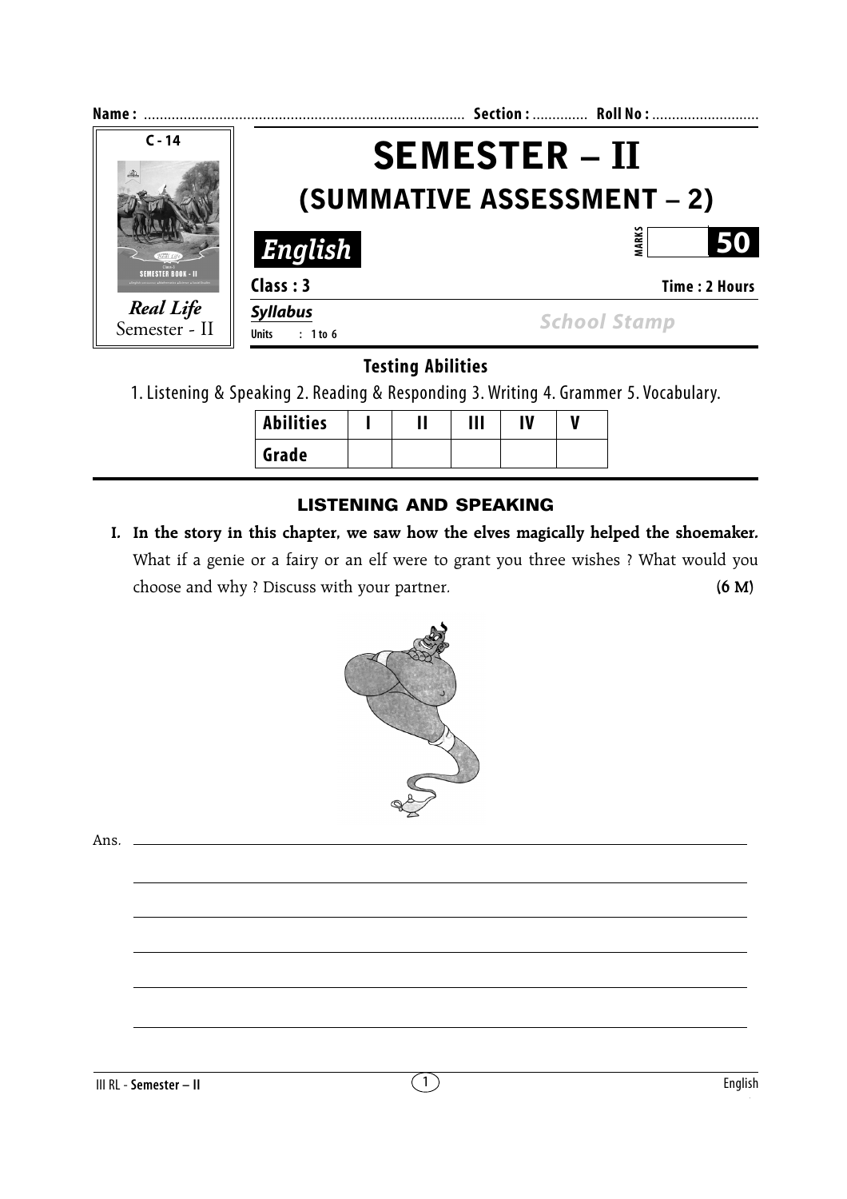Name : ................................................................................ Section : ............. Roll No : ..........................

C - 14

*Real Life*
Semester - II

# SEMESTER – II

## (SUMMATIVE ASSESSMENT – 2)

***English***

MARKS **50**

**Class : 3** **Time : 2 Hours**

***Syllabus***

**Units : 1 to 6**

*School Stamp*

### Testing Abilities

1. Listening & Speaking 2. Reading & Responding 3. Writing 4. Grammer 5. Vocabulary.

| Abilities | I | II | III | IV | V |
|---|---|---|---|---|---|
| Grade | | | | | |

## LISTENING AND SPEAKING

**I. In the story in this chapter, we saw how the elves magically helped the shoemaker.** What if a genie or a fairy or an elf were to grant you three wishes ? What would you choose and why ? Discuss with your partner. **(6 M)**

Ans. ______________________________________________________________________

______________________________________________________________________

______________________________________________________________________

______________________________________________________________________

______________________________________________________________________

______________________________________________________________________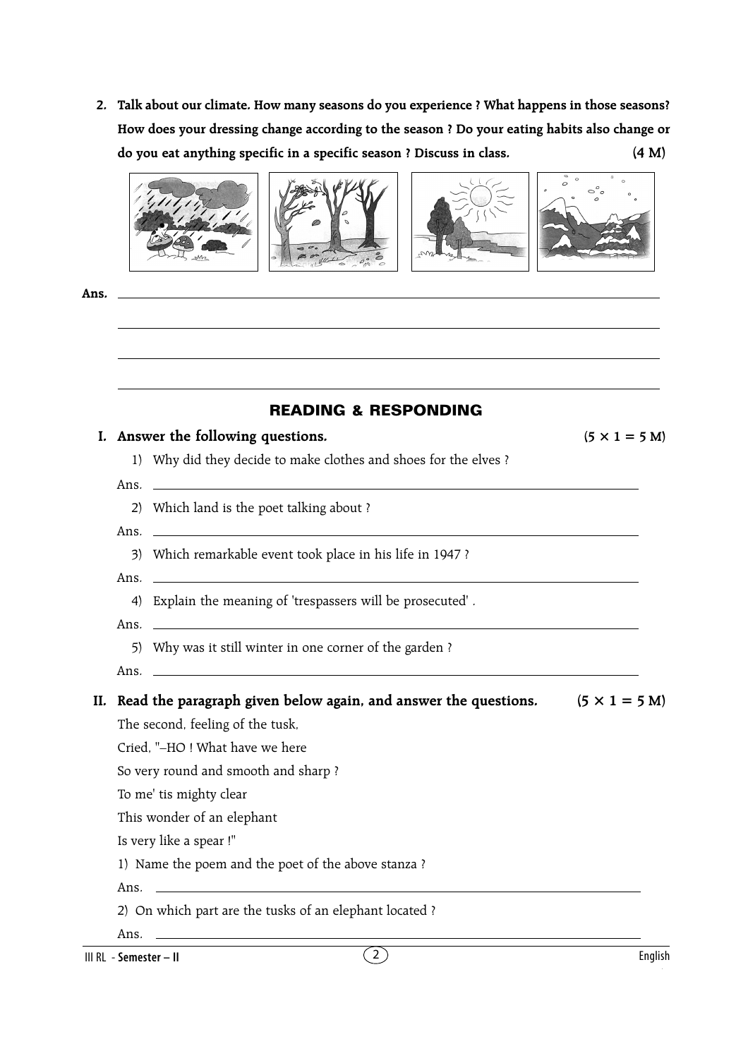**2. Talk about our climate. How many seasons do you experience ? What happens in those seasons? How does your dressing change according to the season ? Do your eating habits also change or do you eat anything specific in a specific season ? Discuss in class.** **(4 M)**

**Ans.** ______________________________________________

______________________________________________

______________________________________________

______________________________________________

## READING & RESPONDING

**I. Answer the following questions.** **(5 × 1 = 5 M)**

1) Why did they decide to make clothes and shoes for the elves ?

Ans. ______________________________________________

2) Which land is the poet talking about ?

Ans. ______________________________________________

3) Which remarkable event took place in his life in 1947 ?

Ans. ______________________________________________

4) Explain the meaning of 'trespassers will be prosecuted' .

Ans. ______________________________________________

5) Why was it still winter in one corner of the garden ?

Ans. ______________________________________________

**II. Read the paragraph given below again, and answer the questions.** **(5 × 1 = 5 M)**

The second, feeling of the tusk,
Cried, "–HO ! What have we here
So very round and smooth and sharp ?
To me' tis mighty clear
This wonder of an elephant
Is very like a spear !"

1) Name the poem and the poet of the above stanza ?

Ans. ______________________________________________

2) On which part are the tusks of an elephant located ?

Ans. ______________________________________________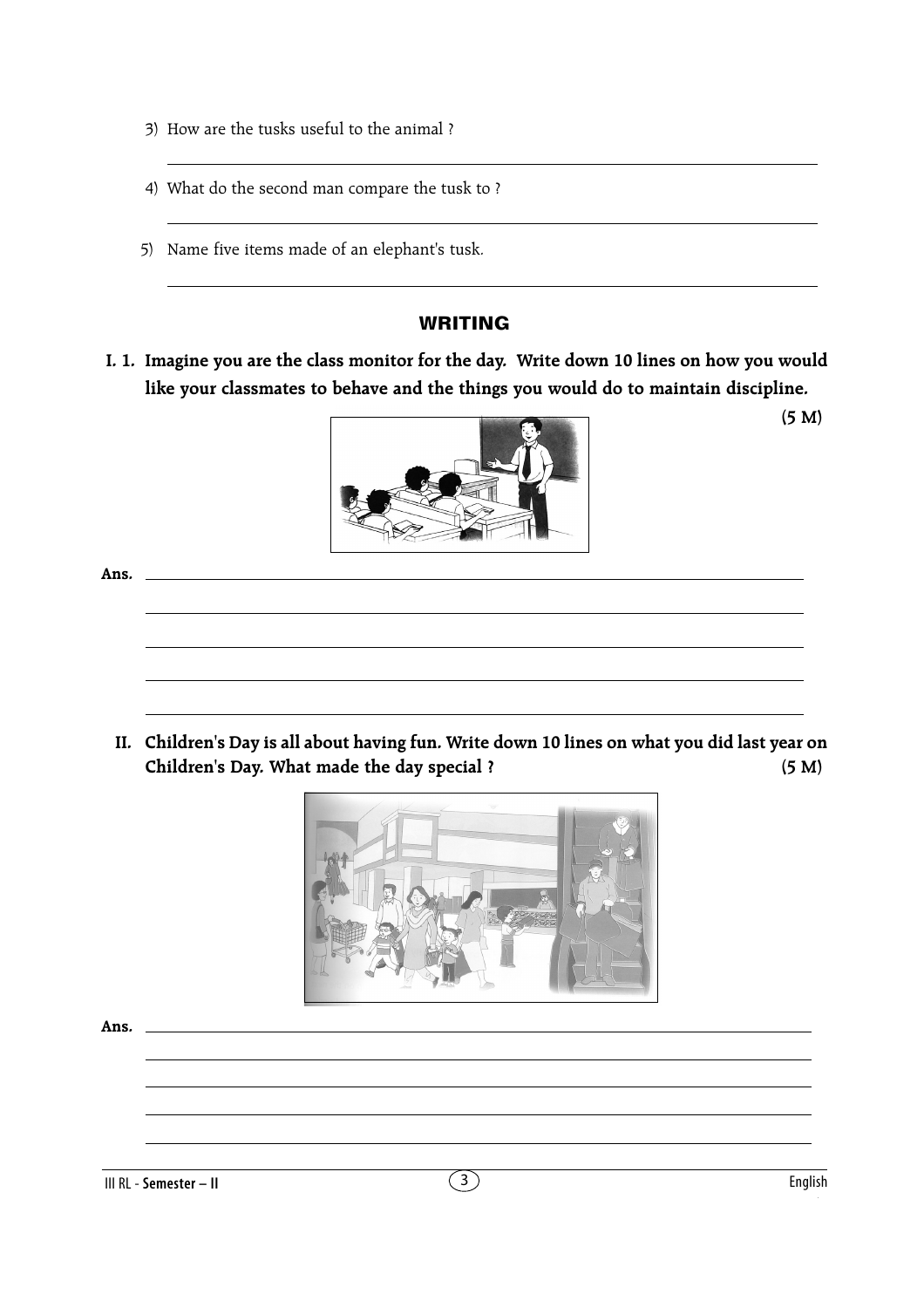3) How are the tusks useful to the animal ?

4) What do the second man compare the tusk to ?

5) Name five items made of an elephant's tusk.

## WRITING

**I. 1. Imagine you are the class monitor for the day. Write down 10 lines on how you would like your classmates to behave and the things you would do to maintain discipline.** **(5 M)**

**Ans.**

**II. Children's Day is all about having fun. Write down 10 lines on what you did last year on Children's Day. What made the day special ?** **(5 M)**

**Ans.**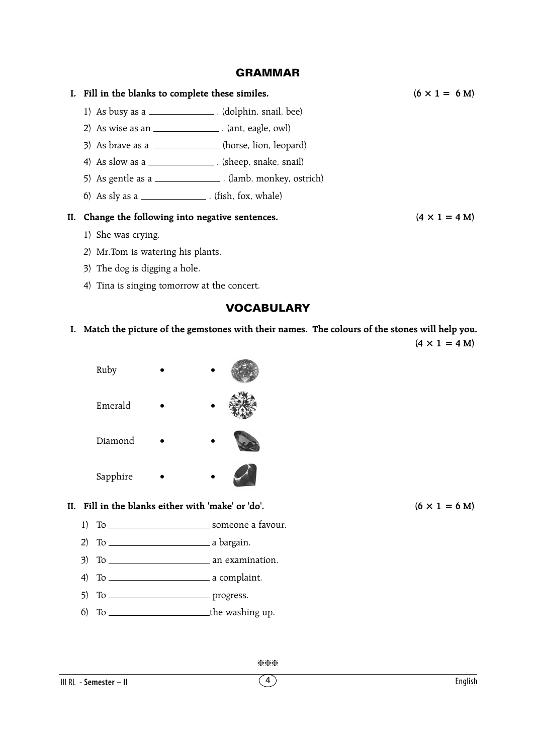## GRAMMAR

**I. Fill in the blanks to complete these similes.** **(6 × 1 = 6 M)**

1) As busy as a ______________ . (dolphin, snail, bee)
2) As wise as an ______________ . (ant, eagle, owl)
3) As brave as a ______________ (horse, lion, leopard)
4) As slow as a ______________ . (sheep, snake, snail)
5) As gentle as a ______________ . (lamb, monkey, ostrich)
6) As sly as a ______________ . (fish, fox, whale)

**II. Change the following into negative sentences.** **(4 × 1 = 4 M)**

1) She was crying.
2) Mr.Tom is watering his plants.
3) The dog is digging a hole.
4) Tina is singing tomorrow at the concert.

## VOCABULARY

**I. Match the picture of the gemstones with their names. The colours of the stones will help you.** **(4 × 1 = 4 M)**

Ruby •

Emerald •

Diamond •

Sapphire •

**II. Fill in the blanks either with 'make' or 'do'.** **(6 × 1 = 6 M)**

1) To ______________________ someone a favour.
2) To ______________________ a bargain.
3) To ______________________ an examination.
4) To ______________________ a complaint.
5) To ______________________ progress.
6) To ______________________the washing up.

***